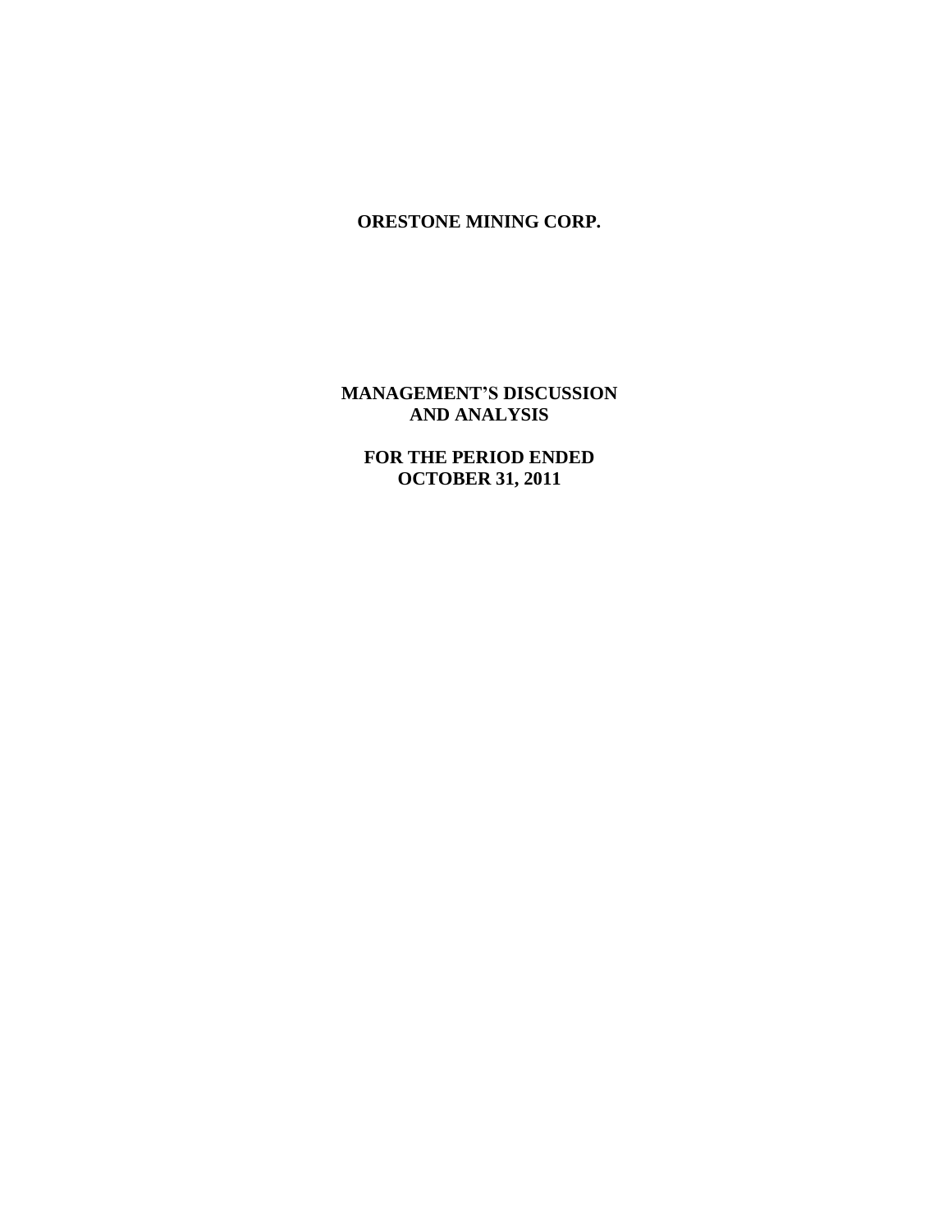# ORESTONE MINING CORP.

## MANAGEMENT'S DISCUSSION AND ANALYSIS

## FOR THE PERIOD ENDED OCTOBER 31, 2011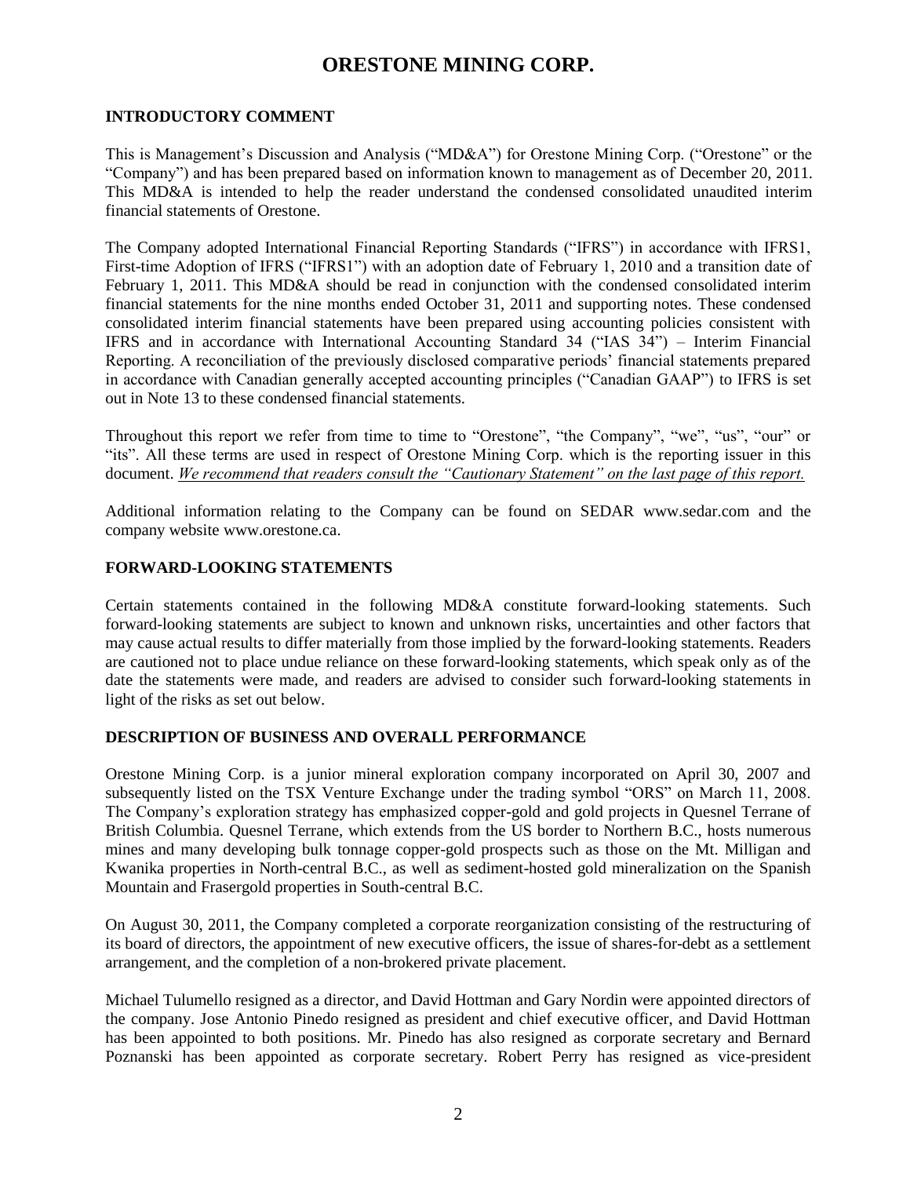# ORESTONE MINING CORP.

## INTRODUCTORY COMMENT

This is Management's Discussion and Analysis ("MD&A") for Orestone Mining Corp. ("Orestone" or the "Company") and has been prepared based on information known to management as of December 20, 2011. This MD&A is intended to help the reader understand the condensed consolidated unaudited interim financial statements of Orestone.

The Company adopted International Financial Reporting Standards ("IFRS") in accordance with IFRS1, First-time Adoption of IFRS ("IFRS1") with an adoption date of February 1, 2010 and a transition date of February 1, 2011. This MD&A should be read in conjunction with the condensed consolidated interim financial statements for the nine months ended October 31, 2011 and supporting notes. These condensed consolidated interim financial statements have been prepared using accounting policies consistent with IFRS and in accordance with International Accounting Standard 34 ("IAS 34") – Interim Financial Reporting. A reconciliation of the previously disclosed comparative periods' financial statements prepared in accordance with Canadian generally accepted accounting principles ("Canadian GAAP") to IFRS is set out in Note 13 to these condensed financial statements.

Throughout this report we refer from time to time to "Orestone", "the Company", "we", "us", "our" or "its". All these terms are used in respect of Orestone Mining Corp. which is the reporting issuer in this document. *We recommend that readers consult the "Cautionary Statement" on the last page of this report.*

Additional information relating to the Company can be found on SEDAR www.sedar.com and the company website www.orestone.ca.

## FORWARD-LOOKING STATEMENTS

Certain statements contained in the following MD&A constitute forward-looking statements. Such forward-looking statements are subject to known and unknown risks, uncertainties and other factors that may cause actual results to differ materially from those implied by the forward-looking statements. Readers are cautioned not to place undue reliance on these forward-looking statements, which speak only as of the date the statements were made, and readers are advised to consider such forward-looking statements in light of the risks as set out below.

## DESCRIPTION OF BUSINESS AND OVERALL PERFORMANCE

Orestone Mining Corp. is a junior mineral exploration company incorporated on April 30, 2007 and subsequently listed on the TSX Venture Exchange under the trading symbol "ORS" on March 11, 2008. The Company's exploration strategy has emphasized copper-gold and gold projects in Quesnel Terrane of British Columbia. Quesnel Terrane, which extends from the US border to Northern B.C., hosts numerous mines and many developing bulk tonnage copper-gold prospects such as those on the Mt. Milligan and Kwanika properties in North-central B.C., as well as sediment-hosted gold mineralization on the Spanish Mountain and Frasergold properties in South-central B.C.

On August 30, 2011, the Company completed a corporate reorganization consisting of the restructuring of its board of directors, the appointment of new executive officers, the issue of shares-for-debt as a settlement arrangement, and the completion of a non-brokered private placement.

Michael Tulumello resigned as a director, and David Hottman and Gary Nordin were appointed directors of the company. Jose Antonio Pinedo resigned as president and chief executive officer, and David Hottman has been appointed to both positions. Mr. Pinedo has also resigned as corporate secretary and Bernard Poznanski has been appointed as corporate secretary. Robert Perry has resigned as vice-president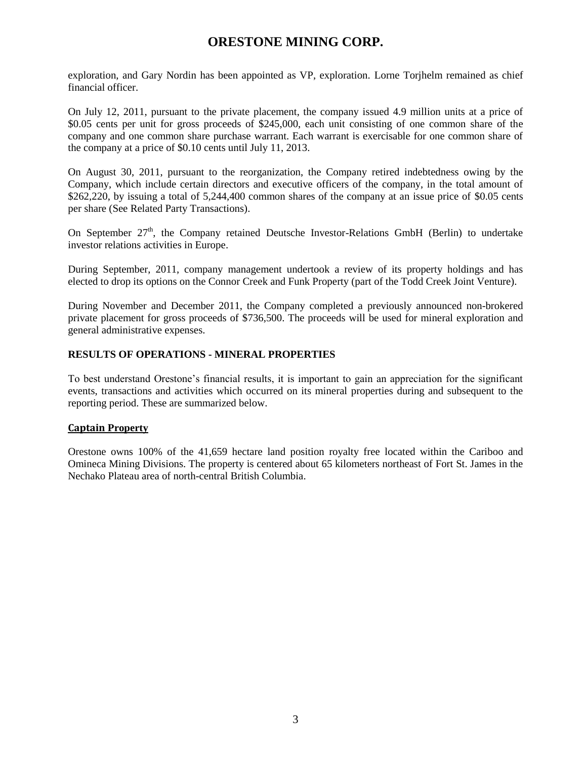exploration, and Gary Nordin has been appointed as VP, exploration. Lorne Torjhelm remained as chief financial officer.

On July 12, 2011, pursuant to the private placement, the company issued 4.9 million units at a price of \$0.05 cents per unit for gross proceeds of \$245,000, each unit consisting of one common share of the company and one common share purchase warrant. Each warrant is exercisable for one common share of the company at a price of \$0.10 cents until July 11, 2013.

On August 30, 2011, pursuant to the reorganization, the Company retired indebtedness owing by the Company, which include certain directors and executive officers of the company, in the total amount of \$262,220, by issuing a total of 5,244,400 common shares of the company at an issue price of \$0.05 cents per share (See Related Party Transactions).

On September 27th, the Company retained Deutsche Investor-Relations GmbH (Berlin) to undertake investor relations activities in Europe.

During September, 2011, company management undertook a review of its property holdings and has elected to drop its options on the Connor Creek and Funk Property (part of the Todd Creek Joint Venture).

During November and December 2011, the Company completed a previously announced non-brokered private placement for gross proceeds of \$736,500. The proceeds will be used for mineral exploration and general administrative expenses.

## RESULTS OF OPERATIONS - MINERAL PROPERTIES

To best understand Orestone's financial results, it is important to gain an appreciation for the significant events, transactions and activities which occurred on its mineral properties during and subsequent to the reporting period. These are summarized below.

### Captain Property

Orestone owns 100% of the 41,659 hectare land position royalty free located within the Cariboo and Omineca Mining Divisions. The property is centered about 65 kilometers northeast of Fort St. James in the Nechako Plateau area of north-central British Columbia.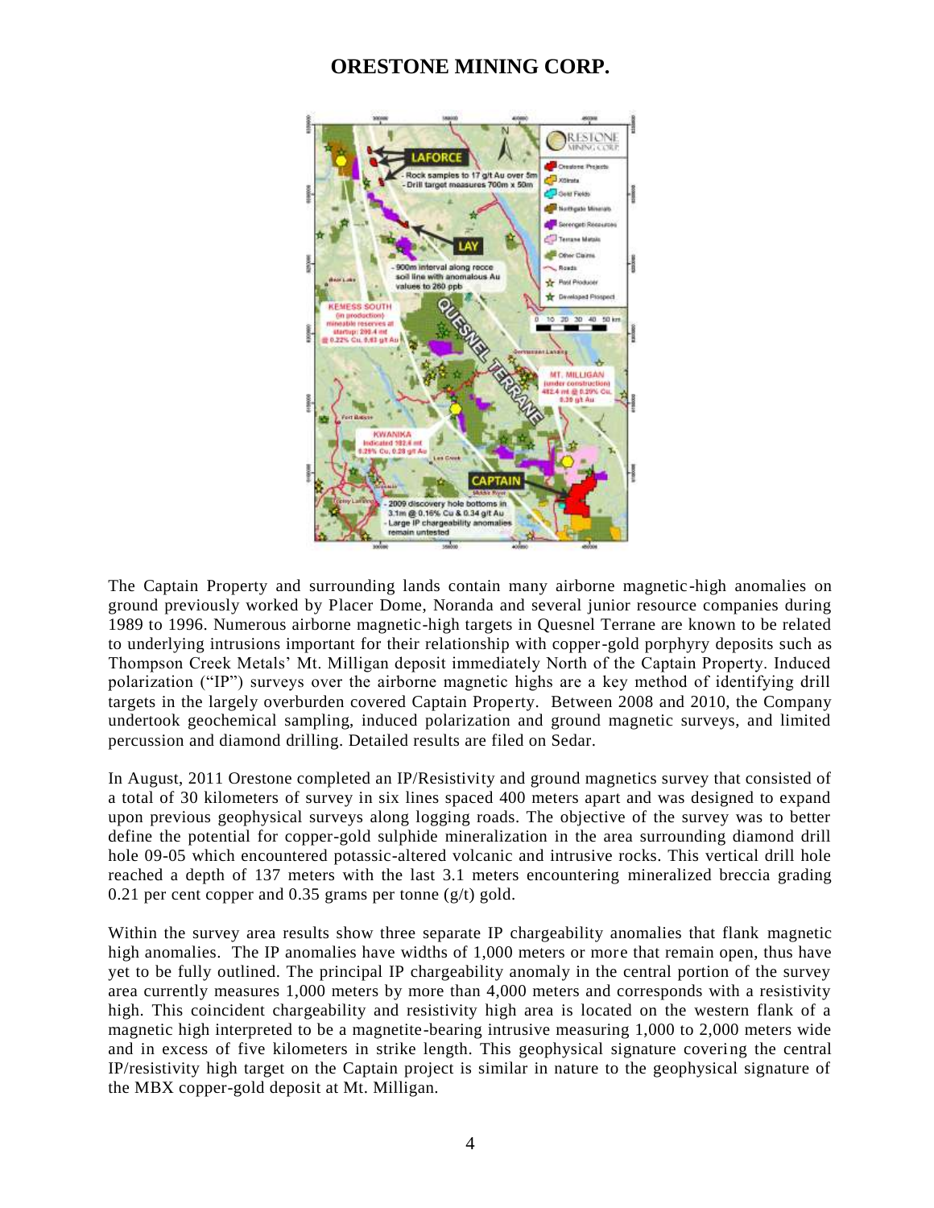# ORESTONE MINING CORP.

The Captain Property and surrounding lands contain many airborne magnetic-high anomalies on ground previously worked by Placer Dome, Noranda and several junior resource companies during 1989 to 1996. Numerous airborne magnetic-high targets in Quesnel Terrane are known to be related to underlying intrusions important for their relationship with copper-gold porphyry deposits such as Thompson Creek Metals' Mt. Milligan deposit immediately North of the Captain Property. Induced polarization ("IP") surveys over the airborne magnetic highs are a key method of identifying drill targets in the largely overburden covered Captain Property. Between 2008 and 2010, the Company undertook geochemical sampling, induced polarization and ground magnetic surveys, and limited percussion and diamond drilling. Detailed results are filed on Sedar.

In August, 2011 Orestone completed an IP/Resistivity and ground magnetics survey that consisted of a total of 30 kilometers of survey in six lines spaced 400 meters apart and was designed to expand upon previous geophysical surveys along logging roads. The objective of the survey was to better define the potential for copper-gold sulphide mineralization in the area surrounding diamond drill hole 09-05 which encountered potassic-altered volcanic and intrusive rocks. This vertical drill hole reached a depth of 137 meters with the last 3.1 meters encountering mineralized breccia grading 0.21 per cent copper and 0.35 grams per tonne (g/t) gold.

Within the survey area results show three separate IP chargeability anomalies that flank magnetic high anomalies. The IP anomalies have widths of 1,000 meters or more that remain open, thus have yet to be fully outlined. The principal IP chargeability anomaly in the central portion of the survey area currently measures 1,000 meters by more than 4,000 meters and corresponds with a resistivity high. This coincident chargeability and resistivity high area is located on the western flank of a magnetic high interpreted to be a magnetite-bearing intrusive measuring 1,000 to 2,000 meters wide and in excess of five kilometers in strike length. This geophysical signature covering the central IP/resistivity high target on the Captain project is similar in nature to the geophysical signature of the MBX copper-gold deposit at Mt. Milligan.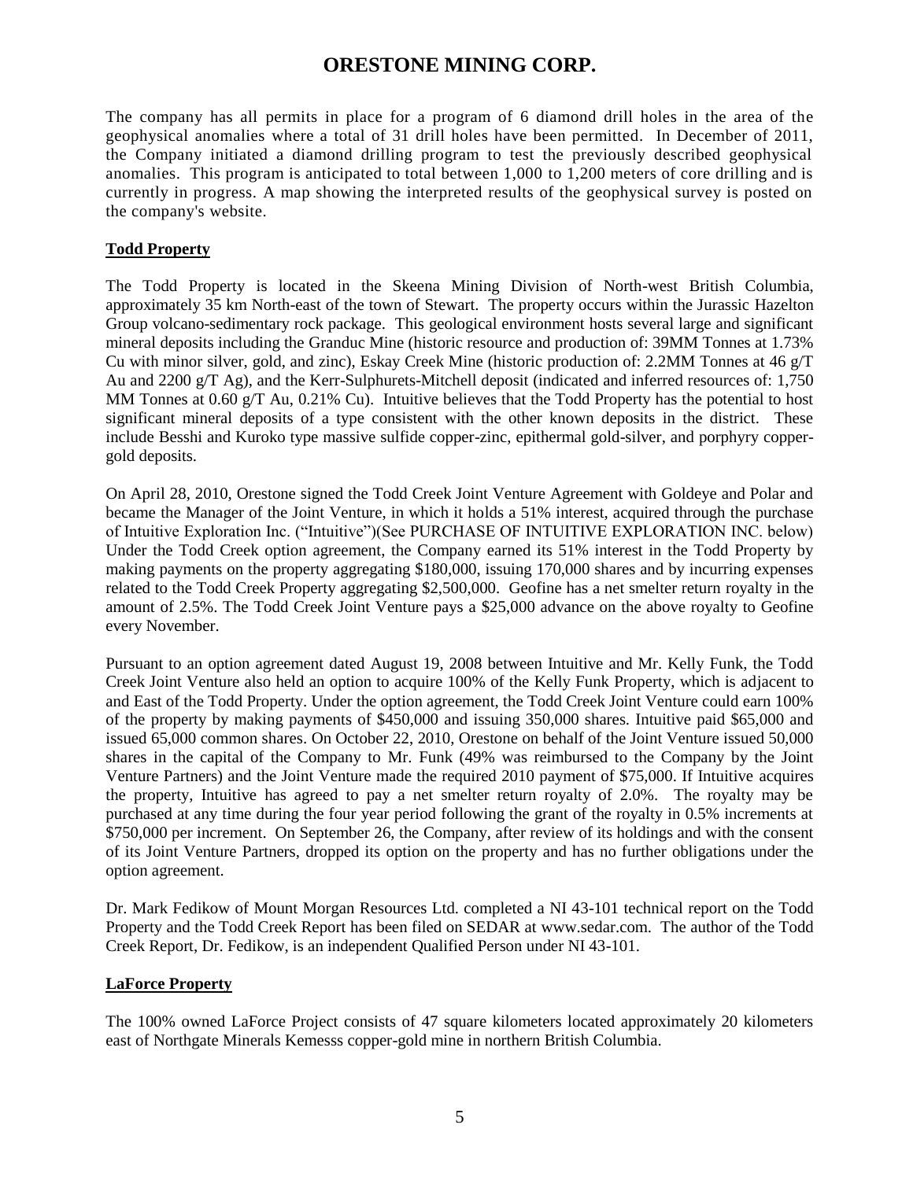# ORESTONE MINING CORP.

The company has all permits in place for a program of 6 diamond drill holes in the area of the geophysical anomalies where a total of 31 drill holes have been permitted. In December of 2011, the Company initiated a diamond drilling program to test the previously described geophysical anomalies. This program is anticipated to total between 1,000 to 1,200 meters of core drilling and is currently in progress. A map showing the interpreted results of the geophysical survey is posted on the company's website.

## Todd Property

The Todd Property is located in the Skeena Mining Division of North-west British Columbia, approximately 35 km North-east of the town of Stewart. The property occurs within the Jurassic Hazelton Group volcano-sedimentary rock package. This geological environment hosts several large and significant mineral deposits including the Granduc Mine (historic resource and production of: 39MM Tonnes at 1.73% Cu with minor silver, gold, and zinc), Eskay Creek Mine (historic production of: 2.2MM Tonnes at 46 g/T Au and 2200 g/T Ag), and the Kerr-Sulphurets-Mitchell deposit (indicated and inferred resources of: 1,750 MM Tonnes at 0.60 g/T Au, 0.21% Cu). Intuitive believes that the Todd Property has the potential to host significant mineral deposits of a type consistent with the other known deposits in the district. These include Besshi and Kuroko type massive sulfide copper-zinc, epithermal gold-silver, and porphyry copper-gold deposits.

On April 28, 2010, Orestone signed the Todd Creek Joint Venture Agreement with Goldeye and Polar and became the Manager of the Joint Venture, in which it holds a 51% interest, acquired through the purchase of Intuitive Exploration Inc. ("Intuitive")(See PURCHASE OF INTUITIVE EXPLORATION INC. below) Under the Todd Creek option agreement, the Company earned its 51% interest in the Todd Property by making payments on the property aggregating $180,000, issuing 170,000 shares and by incurring expenses related to the Todd Creek Property aggregating $2,500,000. Geofine has a net smelter return royalty in the amount of 2.5%. The Todd Creek Joint Venture pays a $25,000 advance on the above royalty to Geofine every November.

Pursuant to an option agreement dated August 19, 2008 between Intuitive and Mr. Kelly Funk, the Todd Creek Joint Venture also held an option to acquire 100% of the Kelly Funk Property, which is adjacent to and East of the Todd Property. Under the option agreement, the Todd Creek Joint Venture could earn 100% of the property by making payments of $450,000 and issuing 350,000 shares. Intuitive paid $65,000 and issued 65,000 common shares. On October 22, 2010, Orestone on behalf of the Joint Venture issued 50,000 shares in the capital of the Company to Mr. Funk (49% was reimbursed to the Company by the Joint Venture Partners) and the Joint Venture made the required 2010 payment of $75,000. If Intuitive acquires the property, Intuitive has agreed to pay a net smelter return royalty of 2.0%. The royalty may be purchased at any time during the four year period following the grant of the royalty in 0.5% increments at $750,000 per increment. On September 26, the Company, after review of its holdings and with the consent of its Joint Venture Partners, dropped its option on the property and has no further obligations under the option agreement.

Dr. Mark Fedikow of Mount Morgan Resources Ltd. completed a NI 43-101 technical report on the Todd Property and the Todd Creek Report has been filed on SEDAR at www.sedar.com. The author of the Todd Creek Report, Dr. Fedikow, is an independent Qualified Person under NI 43-101.

## LaForce Property

The 100% owned LaForce Project consists of 47 square kilometers located approximately 20 kilometers east of Northgate Minerals Kemesss copper-gold mine in northern British Columbia.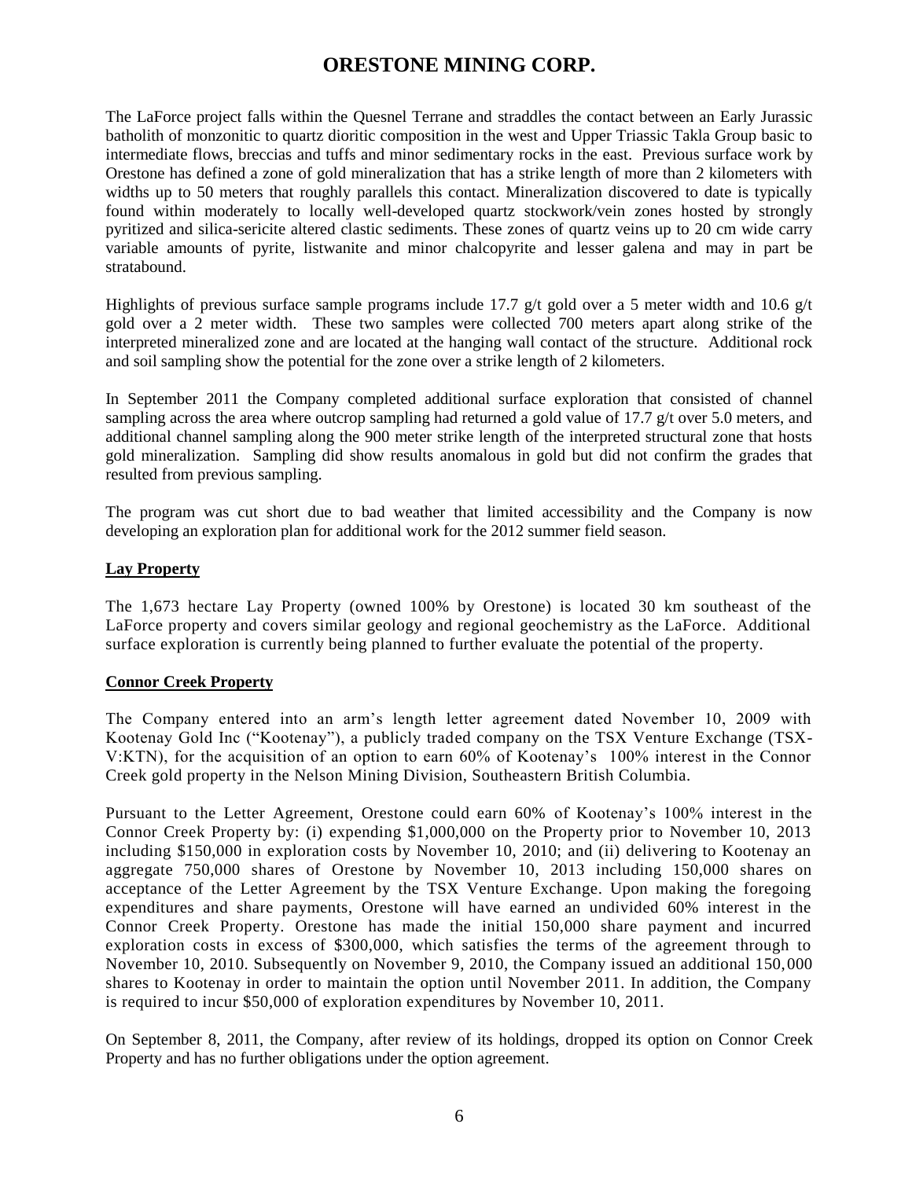The LaForce project falls within the Quesnel Terrane and straddles the contact between an Early Jurassic batholith of monzonitic to quartz dioritic composition in the west and Upper Triassic Takla Group basic to intermediate flows, breccias and tuffs and minor sedimentary rocks in the east. Previous surface work by Orestone has defined a zone of gold mineralization that has a strike length of more than 2 kilometers with widths up to 50 meters that roughly parallels this contact. Mineralization discovered to date is typically found within moderately to locally well-developed quartz stockwork/vein zones hosted by strongly pyritized and silica-sericite altered clastic sediments. These zones of quartz veins up to 20 cm wide carry variable amounts of pyrite, listwanite and minor chalcopyrite and lesser galena and may in part be stratabound.

Highlights of previous surface sample programs include 17.7 g/t gold over a 5 meter width and 10.6 g/t gold over a 2 meter width. These two samples were collected 700 meters apart along strike of the interpreted mineralized zone and are located at the hanging wall contact of the structure. Additional rock and soil sampling show the potential for the zone over a strike length of 2 kilometers.

In September 2011 the Company completed additional surface exploration that consisted of channel sampling across the area where outcrop sampling had returned a gold value of 17.7 g/t over 5.0 meters, and additional channel sampling along the 900 meter strike length of the interpreted structural zone that hosts gold mineralization. Sampling did show results anomalous in gold but did not confirm the grades that resulted from previous sampling.

The program was cut short due to bad weather that limited accessibility and the Company is now developing an exploration plan for additional work for the 2012 summer field season.

**Lay Property**

The 1,673 hectare Lay Property (owned 100% by Orestone) is located 30 km southeast of the LaForce property and covers similar geology and regional geochemistry as the LaForce. Additional surface exploration is currently being planned to further evaluate the potential of the property.

**Connor Creek Property**

The Company entered into an arm's length letter agreement dated November 10, 2009 with Kootenay Gold Inc ("Kootenay"), a publicly traded company on the TSX Venture Exchange (TSX-V:KTN), for the acquisition of an option to earn 60% of Kootenay's 100% interest in the Connor Creek gold property in the Nelson Mining Division, Southeastern British Columbia.

Pursuant to the Letter Agreement, Orestone could earn 60% of Kootenay's 100% interest in the Connor Creek Property by: (i) expending $1,000,000 on the Property prior to November 10, 2013 including $150,000 in exploration costs by November 10, 2010; and (ii) delivering to Kootenay an aggregate 750,000 shares of Orestone by November 10, 2013 including 150,000 shares on acceptance of the Letter Agreement by the TSX Venture Exchange. Upon making the foregoing expenditures and share payments, Orestone will have earned an undivided 60% interest in the Connor Creek Property. Orestone has made the initial 150,000 share payment and incurred exploration costs in excess of $300,000, which satisfies the terms of the agreement through to November 10, 2010. Subsequently on November 9, 2010, the Company issued an additional 150,000 shares to Kootenay in order to maintain the option until November 2011. In addition, the Company is required to incur $50,000 of exploration expenditures by November 10, 2011.

On September 8, 2011, the Company, after review of its holdings, dropped its option on Connor Creek Property and has no further obligations under the option agreement.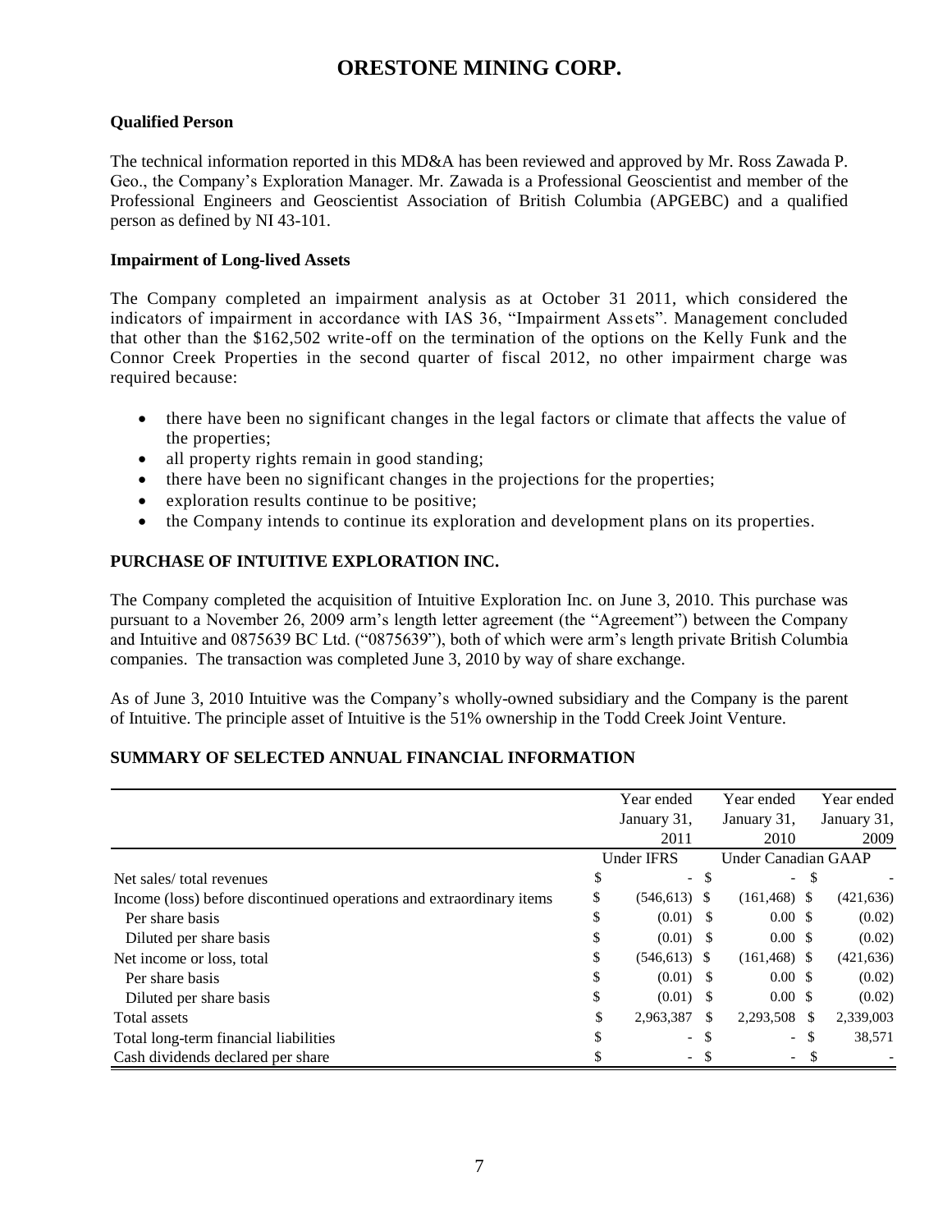# ORESTONE MINING CORP.

**Qualified Person**

The technical information reported in this MD&A has been reviewed and approved by Mr. Ross Zawada P. Geo., the Company's Exploration Manager. Mr. Zawada is a Professional Geoscientist and member of the Professional Engineers and Geoscientist Association of British Columbia (APGEBC) and a qualified person as defined by NI 43-101.

**Impairment of Long-lived Assets**

The Company completed an impairment analysis as at October 31 2011, which considered the indicators of impairment in accordance with IAS 36, "Impairment Assets". Management concluded that other than the $162,502 write-off on the termination of the options on the Kelly Funk and the Connor Creek Properties in the second quarter of fiscal 2012, no other impairment charge was required because:

- there have been no significant changes in the legal factors or climate that affects the value of the properties;
- all property rights remain in good standing;
- there have been no significant changes in the projections for the properties;
- exploration results continue to be positive;
- the Company intends to continue its exploration and development plans on its properties.

## PURCHASE OF INTUITIVE EXPLORATION INC.

The Company completed the acquisition of Intuitive Exploration Inc. on June 3, 2010. This purchase was pursuant to a November 26, 2009 arm's length letter agreement (the "Agreement") between the Company and Intuitive and 0875639 BC Ltd. ("0875639"), both of which were arm's length private British Columbia companies. The transaction was completed June 3, 2010 by way of share exchange.

As of June 3, 2010 Intuitive was the Company's wholly-owned subsidiary and the Company is the parent of Intuitive. The principle asset of Intuitive is the 51% ownership in the Todd Creek Joint Venture.

## SUMMARY OF SELECTED ANNUAL FINANCIAL INFORMATION

| | Year ended January 31, 2011 | Year ended January 31, 2010 | Year ended January 31, 2009 |
|---|---|---|---|
| | Under IFRS | Under Canadian GAAP | |
| Net sales/ total revenues | $ - | $ - | $ - |
| Income (loss) before discontinued operations and extraordinary items | $ (546,613) | $ (161,468) | $ (421,636) |
| Per share basis | $ (0.01) | $ 0.00 | $ (0.02) |
| Diluted per share basis | $ (0.01) | $ 0.00 | $ (0.02) |
| Net income or loss, total | $ (546,613) | $ (161,468) | $ (421,636) |
| Per share basis | $ (0.01) | $ 0.00 | $ (0.02) |
| Diluted per share basis | $ (0.01) | $ 0.00 | $ (0.02) |
| Total assets | $ 2,963,387 | $ 2,293,508 | $ 2,339,003 |
| Total long-term financial liabilities | $ - | $ - | $ 38,571 |
| Cash dividends declared per share | $ - | $ - | $ - |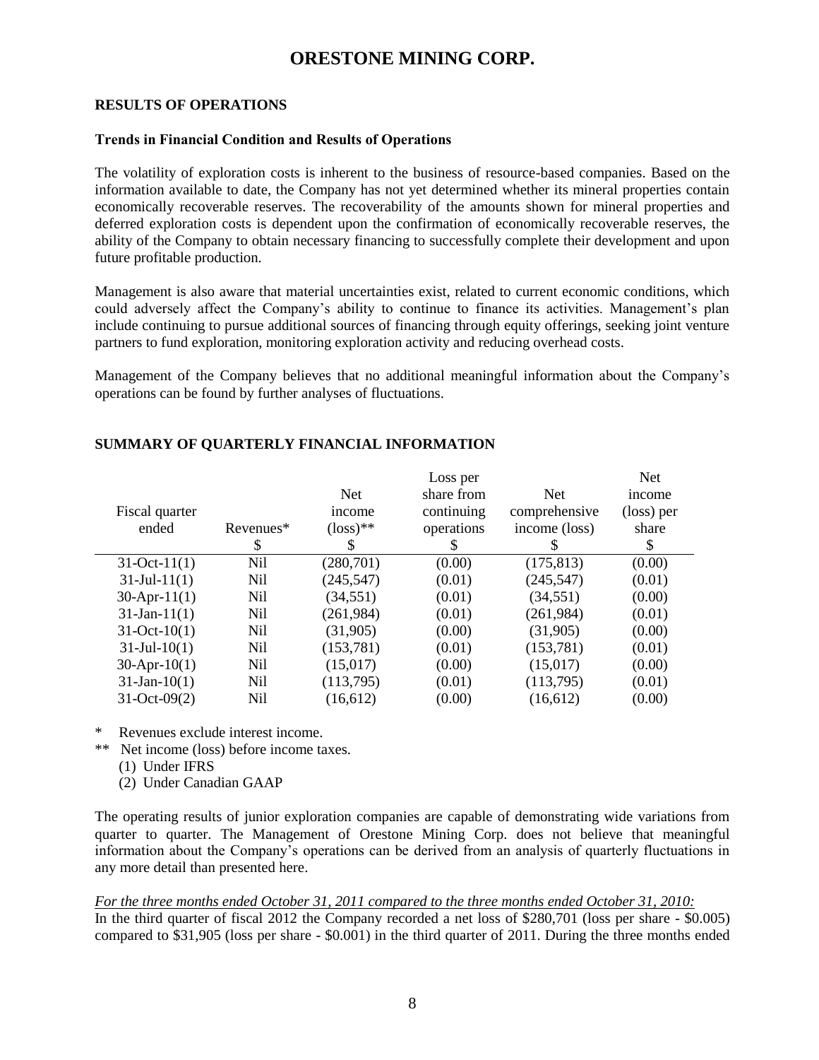# ORESTONE MINING CORP.

## RESULTS OF OPERATIONS

### Trends in Financial Condition and Results of Operations

The volatility of exploration costs is inherent to the business of resource-based companies. Based on the information available to date, the Company has not yet determined whether its mineral properties contain economically recoverable reserves. The recoverability of the amounts shown for mineral properties and deferred exploration costs is dependent upon the confirmation of economically recoverable reserves, the ability of the Company to obtain necessary financing to successfully complete their development and upon future profitable production.

Management is also aware that material uncertainties exist, related to current economic conditions, which could adversely affect the Company's ability to continue to finance its activities. Management's plan include continuing to pursue additional sources of financing through equity offerings, seeking joint venture partners to fund exploration, monitoring exploration activity and reducing overhead costs.

Management of the Company believes that no additional meaningful information about the Company's operations can be found by further analyses of fluctuations.

## SUMMARY OF QUARTERLY FINANCIAL INFORMATION

| Fiscal quarter ended | Revenues* | Net income (loss)** | Loss per share from continuing operations | Net comprehensive income (loss) | Net income (loss) per share |
|---|---|---|---|---|---|
| | $ | $ | $ | $ | $ |
| 31-Oct-11(1) | Nil | (280,701) | (0.00) | (175,813) | (0.00) |
| 31-Jul-11(1) | Nil | (245,547) | (0.01) | (245,547) | (0.01) |
| 30-Apr-11(1) | Nil | (34,551) | (0.01) | (34,551) | (0.00) |
| 31-Jan-11(1) | Nil | (261,984) | (0.01) | (261,984) | (0.01) |
| 31-Oct-10(1) | Nil | (31,905) | (0.00) | (31,905) | (0.00) |
| 31-Jul-10(1) | Nil | (153,781) | (0.01) | (153,781) | (0.01) |
| 30-Apr-10(1) | Nil | (15,017) | (0.00) | (15,017) | (0.00) |
| 31-Jan-10(1) | Nil | (113,795) | (0.01) | (113,795) | (0.01) |
| 31-Oct-09(2) | Nil | (16,612) | (0.00) | (16,612) | (0.00) |

\* Revenues exclude interest income.
\*\* Net income (loss) before income taxes.
(1) Under IFRS
(2) Under Canadian GAAP

The operating results of junior exploration companies are capable of demonstrating wide variations from quarter to quarter. The Management of Orestone Mining Corp. does not believe that meaningful information about the Company's operations can be derived from an analysis of quarterly fluctuations in any more detail than presented here.

*For the three months ended October 31, 2011 compared to the three months ended October 31, 2010:*
In the third quarter of fiscal 2012 the Company recorded a net loss of $280,701 (loss per share - $0.005) compared to $31,905 (loss per share - $0.001) in the third quarter of 2011. During the three months ended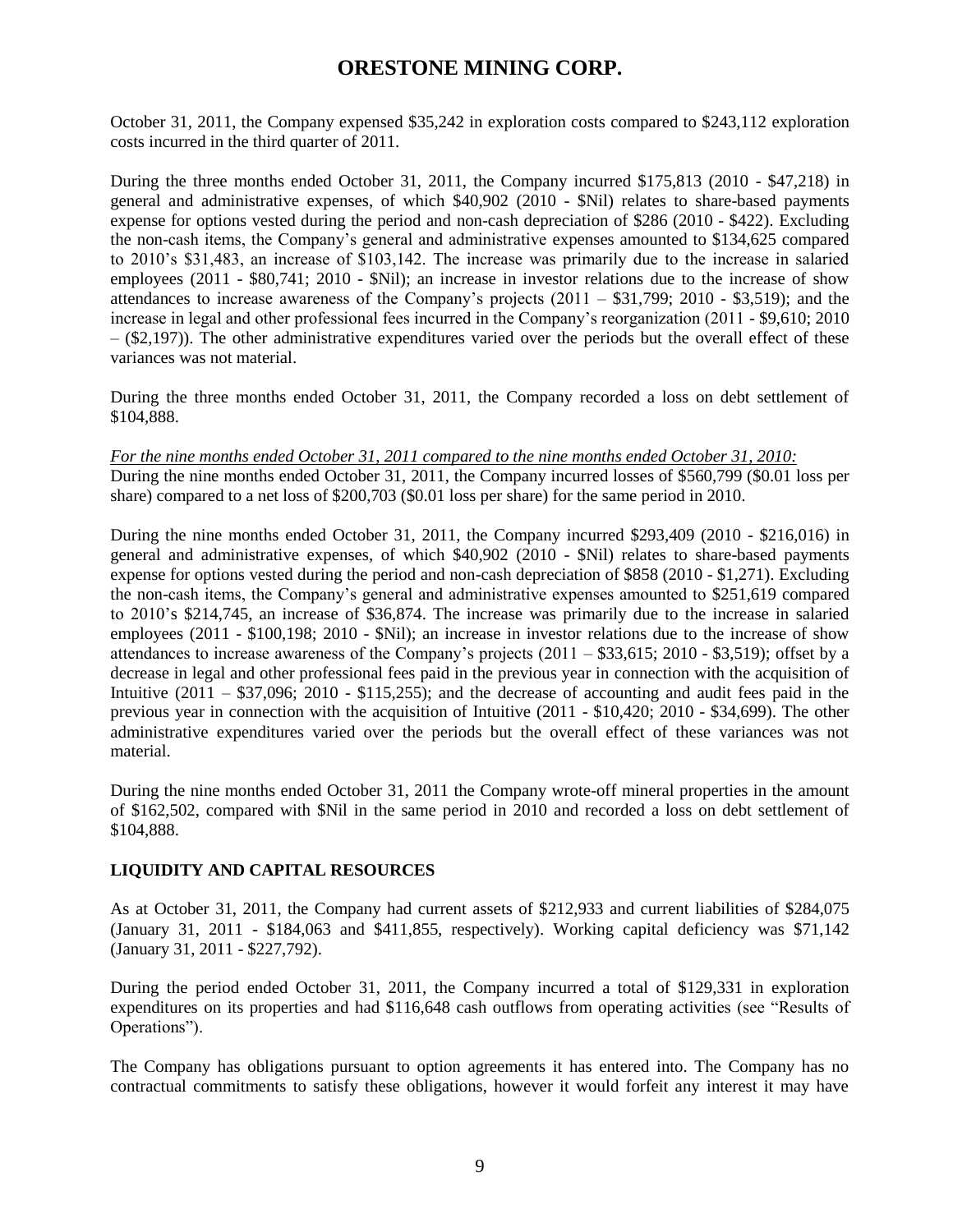October 31, 2011, the Company expensed $35,242 in exploration costs compared to $243,112 exploration costs incurred in the third quarter of 2011.

During the three months ended October 31, 2011, the Company incurred $175,813 (2010 - $47,218) in general and administrative expenses, of which $40,902 (2010 - $Nil) relates to share-based payments expense for options vested during the period and non-cash depreciation of $286 (2010 - $422). Excluding the non-cash items, the Company's general and administrative expenses amounted to $134,625 compared to 2010's $31,483, an increase of $103,142. The increase was primarily due to the increase in salaried employees (2011 - $80,741; 2010 - $Nil); an increase in investor relations due to the increase of show attendances to increase awareness of the Company's projects (2011 – $31,799; 2010 - $3,519); and the increase in legal and other professional fees incurred in the Company's reorganization (2011 - $9,610; 2010 – ($2,197)). The other administrative expenditures varied over the periods but the overall effect of these variances was not material.

During the three months ended October 31, 2011, the Company recorded a loss on debt settlement of $104,888.

*For the nine months ended October 31, 2011 compared to the nine months ended October 31, 2010:*
During the nine months ended October 31, 2011, the Company incurred losses of $560,799 ($0.01 loss per share) compared to a net loss of $200,703 ($0.01 loss per share) for the same period in 2010.

During the nine months ended October 31, 2011, the Company incurred $293,409 (2010 - $216,016) in general and administrative expenses, of which $40,902 (2010 - $Nil) relates to share-based payments expense for options vested during the period and non-cash depreciation of $858 (2010 - $1,271). Excluding the non-cash items, the Company's general and administrative expenses amounted to $251,619 compared to 2010's $214,745, an increase of $36,874. The increase was primarily due to the increase in salaried employees (2011 - $100,198; 2010 - $Nil); an increase in investor relations due to the increase of show attendances to increase awareness of the Company's projects (2011 – $33,615; 2010 - $3,519); offset by a decrease in legal and other professional fees paid in the previous year in connection with the acquisition of Intuitive (2011 – $37,096; 2010 - $115,255); and the decrease of accounting and audit fees paid in the previous year in connection with the acquisition of Intuitive (2011 - $10,420; 2010 - $34,699). The other administrative expenditures varied over the periods but the overall effect of these variances was not material.

During the nine months ended October 31, 2011 the Company wrote-off mineral properties in the amount of $162,502, compared with $Nil in the same period in 2010 and recorded a loss on debt settlement of $104,888.

## LIQUIDITY AND CAPITAL RESOURCES

As at October 31, 2011, the Company had current assets of $212,933 and current liabilities of $284,075 (January 31, 2011 - $184,063 and $411,855, respectively). Working capital deficiency was $71,142 (January 31, 2011 - $227,792).

During the period ended October 31, 2011, the Company incurred a total of $129,331 in exploration expenditures on its properties and had $116,648 cash outflows from operating activities (see "Results of Operations").

The Company has obligations pursuant to option agreements it has entered into. The Company has no contractual commitments to satisfy these obligations, however it would forfeit any interest it may have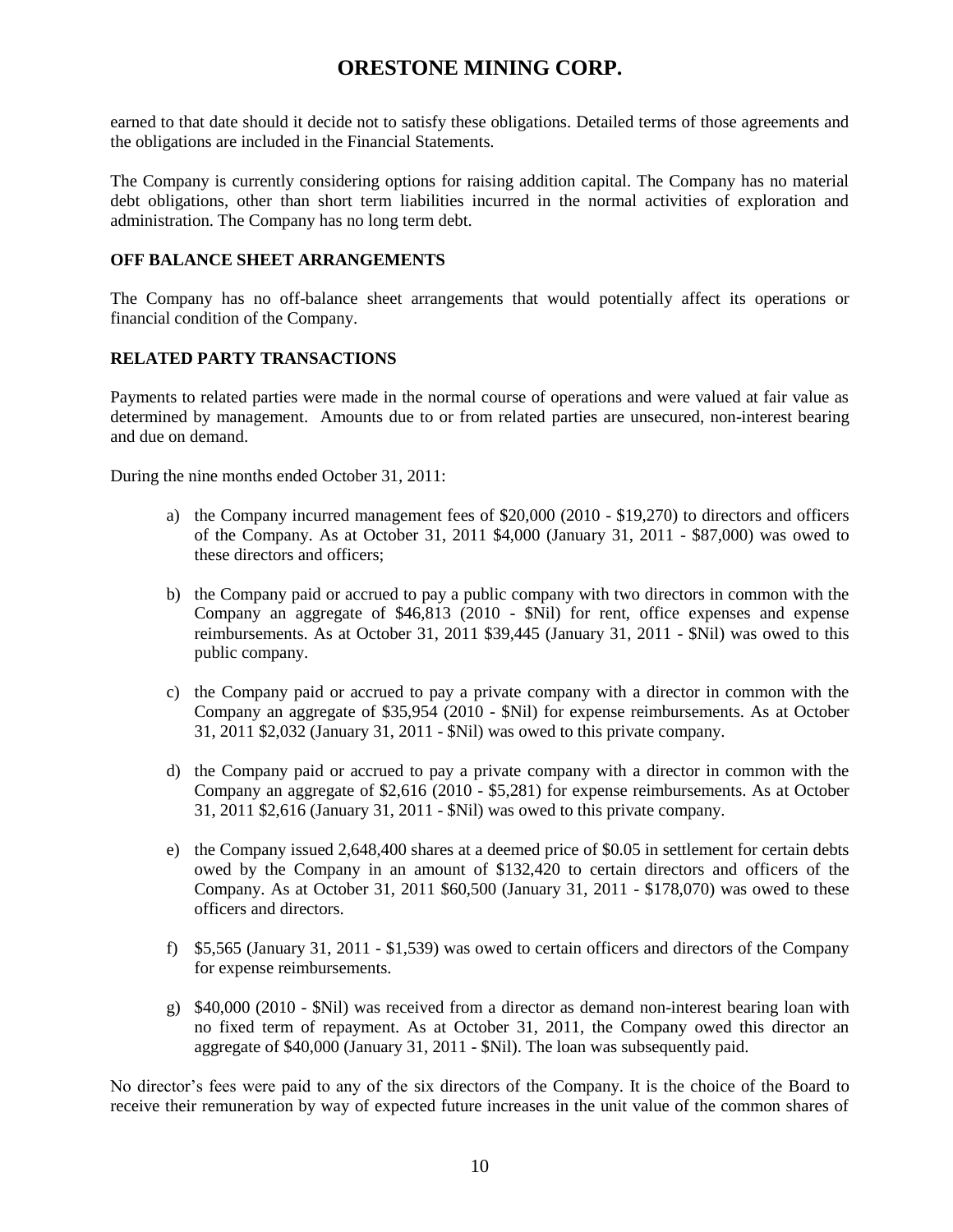earned to that date should it decide not to satisfy these obligations. Detailed terms of those agreements and the obligations are included in the Financial Statements.

The Company is currently considering options for raising addition capital. The Company has no material debt obligations, other than short term liabilities incurred in the normal activities of exploration and administration. The Company has no long term debt.

**OFF BALANCE SHEET ARRANGEMENTS**

The Company has no off-balance sheet arrangements that would potentially affect its operations or financial condition of the Company.

**RELATED PARTY TRANSACTIONS**

Payments to related parties were made in the normal course of operations and were valued at fair value as determined by management. Amounts due to or from related parties are unsecured, non-interest bearing and due on demand.

During the nine months ended October 31, 2011:

a) the Company incurred management fees of $20,000 (2010 - $19,270) to directors and officers of the Company. As at October 31, 2011 $4,000 (January 31, 2011 - $87,000) was owed to these directors and officers;

b) the Company paid or accrued to pay a public company with two directors in common with the Company an aggregate of $46,813 (2010 - $Nil) for rent, office expenses and expense reimbursements. As at October 31, 2011 $39,445 (January 31, 2011 - $Nil) was owed to this public company.

c) the Company paid or accrued to pay a private company with a director in common with the Company an aggregate of $35,954 (2010 - $Nil) for expense reimbursements. As at October 31, 2011 $2,032 (January 31, 2011 - $Nil) was owed to this private company.

d) the Company paid or accrued to pay a private company with a director in common with the Company an aggregate of $2,616 (2010 - $5,281) for expense reimbursements. As at October 31, 2011 $2,616 (January 31, 2011 - $Nil) was owed to this private company.

e) the Company issued 2,648,400 shares at a deemed price of $0.05 in settlement for certain debts owed by the Company in an amount of $132,420 to certain directors and officers of the Company. As at October 31, 2011 $60,500 (January 31, 2011 - $178,070) was owed to these officers and directors.

f) $5,565 (January 31, 2011 - $1,539) was owed to certain officers and directors of the Company for expense reimbursements.

g) $40,000 (2010 - $Nil) was received from a director as demand non-interest bearing loan with no fixed term of repayment. As at October 31, 2011, the Company owed this director an aggregate of $40,000 (January 31, 2011 - $Nil). The loan was subsequently paid.

No director's fees were paid to any of the six directors of the Company. It is the choice of the Board to receive their remuneration by way of expected future increases in the unit value of the common shares of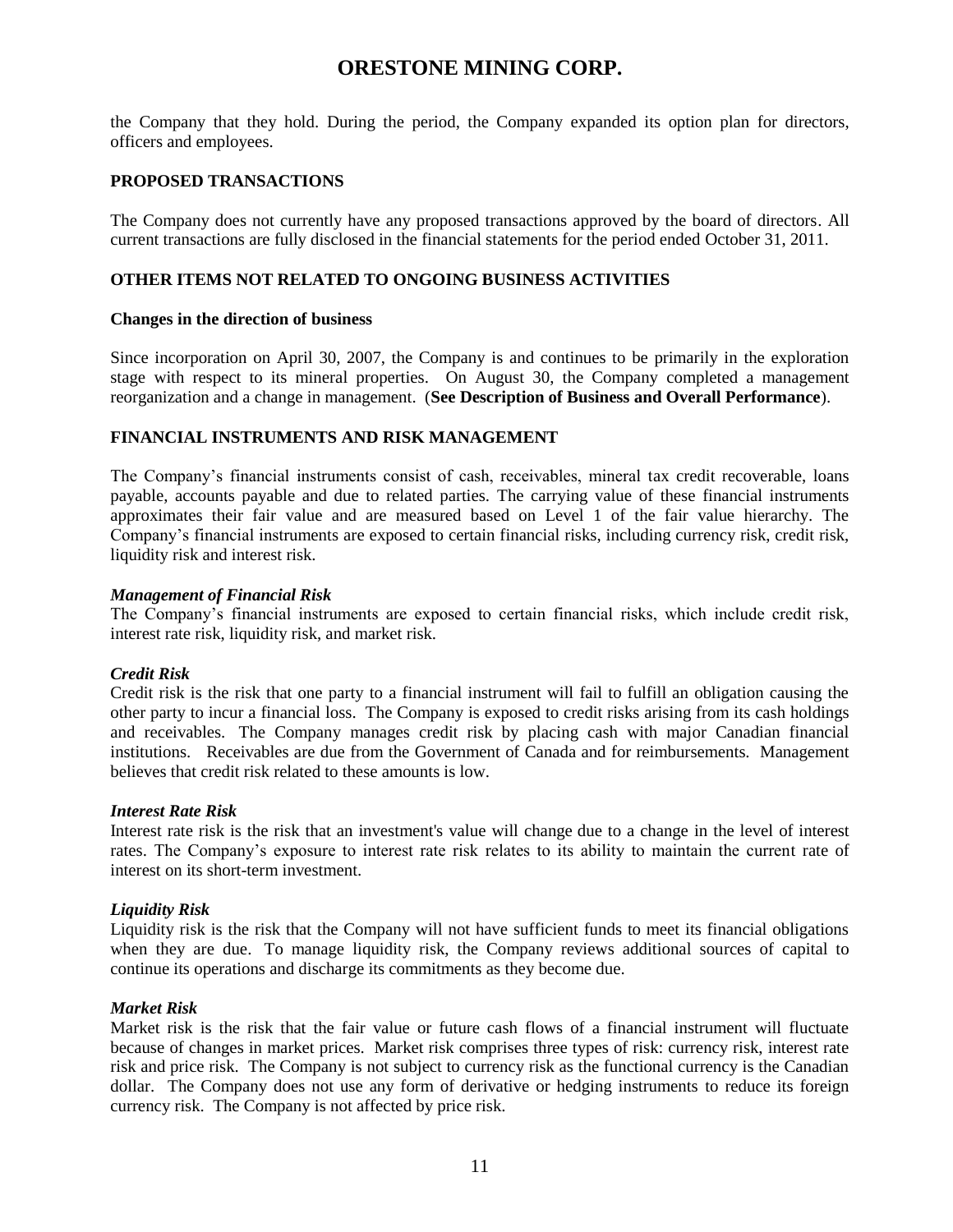the Company that they hold. During the period, the Company expanded its option plan for directors, officers and employees.

## PROPOSED TRANSACTIONS

The Company does not currently have any proposed transactions approved by the board of directors. All current transactions are fully disclosed in the financial statements for the period ended October 31, 2011.

## OTHER ITEMS NOT RELATED TO ONGOING BUSINESS ACTIVITIES

### Changes in the direction of business

Since incorporation on April 30, 2007, the Company is and continues to be primarily in the exploration stage with respect to its mineral properties. On August 30, the Company completed a management reorganization and a change in management. (**See Description of Business and Overall Performance**).

## FINANCIAL INSTRUMENTS AND RISK MANAGEMENT

The Company's financial instruments consist of cash, receivables, mineral tax credit recoverable, loans payable, accounts payable and due to related parties. The carrying value of these financial instruments approximates their fair value and are measured based on Level 1 of the fair value hierarchy. The Company's financial instruments are exposed to certain financial risks, including currency risk, credit risk, liquidity risk and interest risk.

***Management of Financial Risk***

The Company's financial instruments are exposed to certain financial risks, which include credit risk, interest rate risk, liquidity risk, and market risk.

***Credit Risk***

Credit risk is the risk that one party to a financial instrument will fail to fulfill an obligation causing the other party to incur a financial loss. The Company is exposed to credit risks arising from its cash holdings and receivables. The Company manages credit risk by placing cash with major Canadian financial institutions. Receivables are due from the Government of Canada and for reimbursements. Management believes that credit risk related to these amounts is low.

***Interest Rate Risk***

Interest rate risk is the risk that an investment's value will change due to a change in the level of interest rates. The Company's exposure to interest rate risk relates to its ability to maintain the current rate of interest on its short-term investment.

***Liquidity Risk***

Liquidity risk is the risk that the Company will not have sufficient funds to meet its financial obligations when they are due. To manage liquidity risk, the Company reviews additional sources of capital to continue its operations and discharge its commitments as they become due.

***Market Risk***

Market risk is the risk that the fair value or future cash flows of a financial instrument will fluctuate because of changes in market prices. Market risk comprises three types of risk: currency risk, interest rate risk and price risk. The Company is not subject to currency risk as the functional currency is the Canadian dollar. The Company does not use any form of derivative or hedging instruments to reduce its foreign currency risk. The Company is not affected by price risk.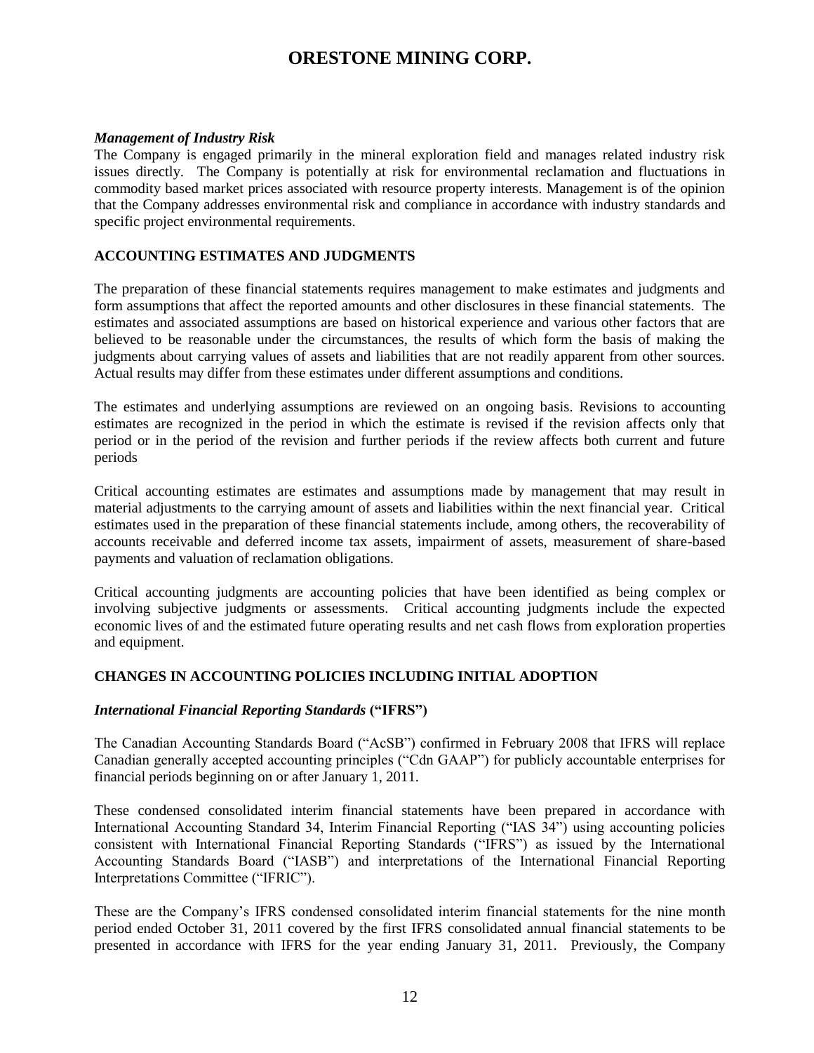*Management of Industry Risk*
The Company is engaged primarily in the mineral exploration field and manages related industry risk issues directly. The Company is potentially at risk for environmental reclamation and fluctuations in commodity based market prices associated with resource property interests. Management is of the opinion that the Company addresses environmental risk and compliance in accordance with industry standards and specific project environmental requirements.

## ACCOUNTING ESTIMATES AND JUDGMENTS

The preparation of these financial statements requires management to make estimates and judgments and form assumptions that affect the reported amounts and other disclosures in these financial statements. The estimates and associated assumptions are based on historical experience and various other factors that are believed to be reasonable under the circumstances, the results of which form the basis of making the judgments about carrying values of assets and liabilities that are not readily apparent from other sources. Actual results may differ from these estimates under different assumptions and conditions.

The estimates and underlying assumptions are reviewed on an ongoing basis. Revisions to accounting estimates are recognized in the period in which the estimate is revised if the revision affects only that period or in the period of the revision and further periods if the review affects both current and future periods

Critical accounting estimates are estimates and assumptions made by management that may result in material adjustments to the carrying amount of assets and liabilities within the next financial year. Critical estimates used in the preparation of these financial statements include, among others, the recoverability of accounts receivable and deferred income tax assets, impairment of assets, measurement of share-based payments and valuation of reclamation obligations.

Critical accounting judgments are accounting policies that have been identified as being complex or involving subjective judgments or assessments. Critical accounting judgments include the expected economic lives of and the estimated future operating results and net cash flows from exploration properties and equipment.

## CHANGES IN ACCOUNTING POLICIES INCLUDING INITIAL ADOPTION

***International Financial Reporting Standards* (“IFRS”)**

The Canadian Accounting Standards Board (“AcSB”) confirmed in February 2008 that IFRS will replace Canadian generally accepted accounting principles (“Cdn GAAP”) for publicly accountable enterprises for financial periods beginning on or after January 1, 2011.

These condensed consolidated interim financial statements have been prepared in accordance with International Accounting Standard 34, Interim Financial Reporting (“IAS 34”) using accounting policies consistent with International Financial Reporting Standards (“IFRS”) as issued by the International Accounting Standards Board (“IASB”) and interpretations of the International Financial Reporting Interpretations Committee (“IFRIC”).

These are the Company’s IFRS condensed consolidated interim financial statements for the nine month period ended October 31, 2011 covered by the first IFRS consolidated annual financial statements to be presented in accordance with IFRS for the year ending January 31, 2011. Previously, the Company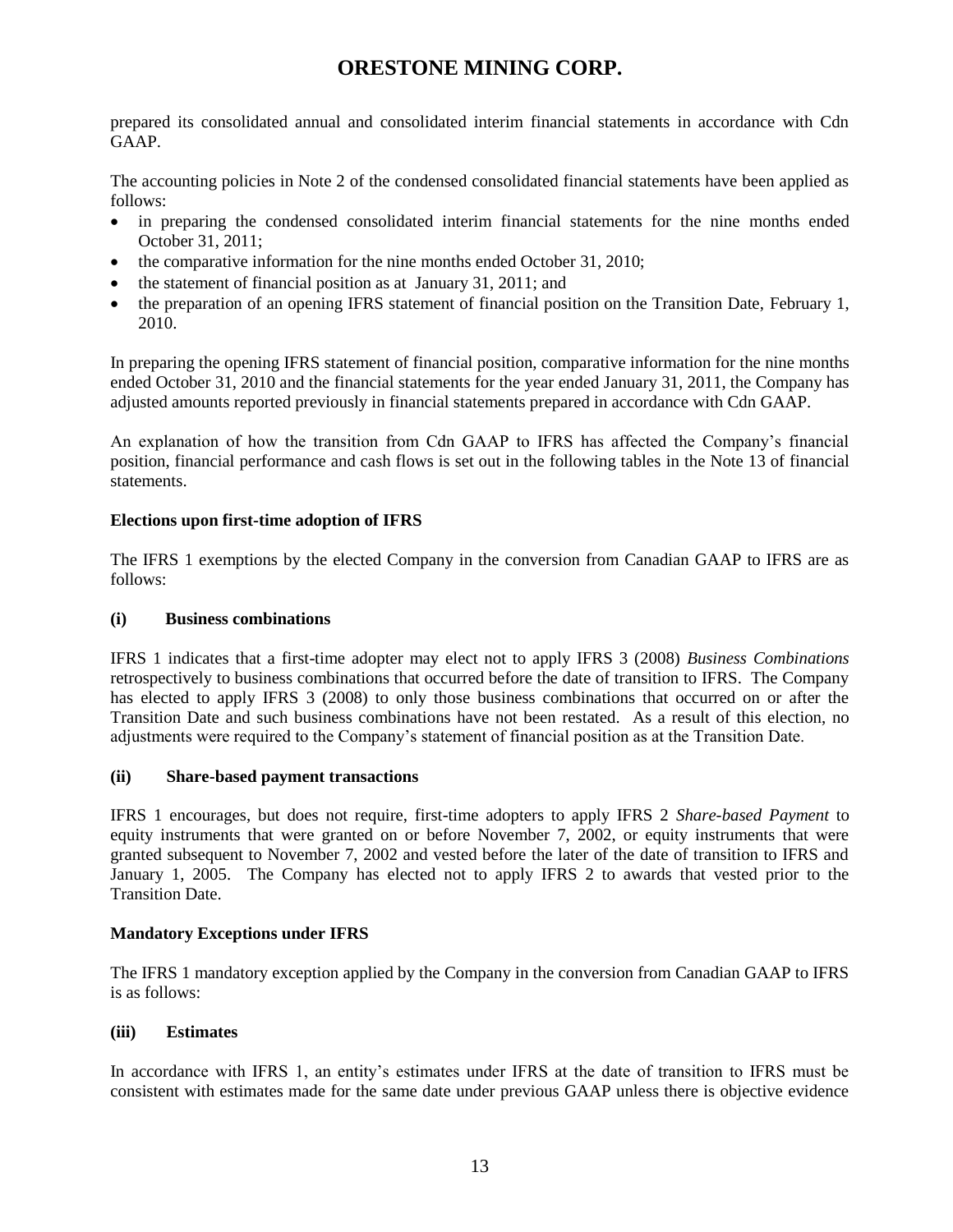prepared its consolidated annual and consolidated interim financial statements in accordance with Cdn GAAP.

The accounting policies in Note 2 of the condensed consolidated financial statements have been applied as follows:

- in preparing the condensed consolidated interim financial statements for the nine months ended October 31, 2011;
- the comparative information for the nine months ended October 31, 2010;
- the statement of financial position as at January 31, 2011; and
- the preparation of an opening IFRS statement of financial position on the Transition Date, February 1, 2010.

In preparing the opening IFRS statement of financial position, comparative information for the nine months ended October 31, 2010 and the financial statements for the year ended January 31, 2011, the Company has adjusted amounts reported previously in financial statements prepared in accordance with Cdn GAAP.

An explanation of how the transition from Cdn GAAP to IFRS has affected the Company's financial position, financial performance and cash flows is set out in the following tables in the Note 13 of financial statements.

**Elections upon first-time adoption of IFRS**

The IFRS 1 exemptions by the elected Company in the conversion from Canadian GAAP to IFRS are as follows:

**(i) Business combinations**

IFRS 1 indicates that a first-time adopter may elect not to apply IFRS 3 (2008) *Business Combinations* retrospectively to business combinations that occurred before the date of transition to IFRS. The Company has elected to apply IFRS 3 (2008) to only those business combinations that occurred on or after the Transition Date and such business combinations have not been restated. As a result of this election, no adjustments were required to the Company's statement of financial position as at the Transition Date.

**(ii) Share-based payment transactions**

IFRS 1 encourages, but does not require, first-time adopters to apply IFRS 2 *Share-based Payment* to equity instruments that were granted on or before November 7, 2002, or equity instruments that were granted subsequent to November 7, 2002 and vested before the later of the date of transition to IFRS and January 1, 2005. The Company has elected not to apply IFRS 2 to awards that vested prior to the Transition Date.

**Mandatory Exceptions under IFRS**

The IFRS 1 mandatory exception applied by the Company in the conversion from Canadian GAAP to IFRS is as follows:

**(iii) Estimates**

In accordance with IFRS 1, an entity's estimates under IFRS at the date of transition to IFRS must be consistent with estimates made for the same date under previous GAAP unless there is objective evidence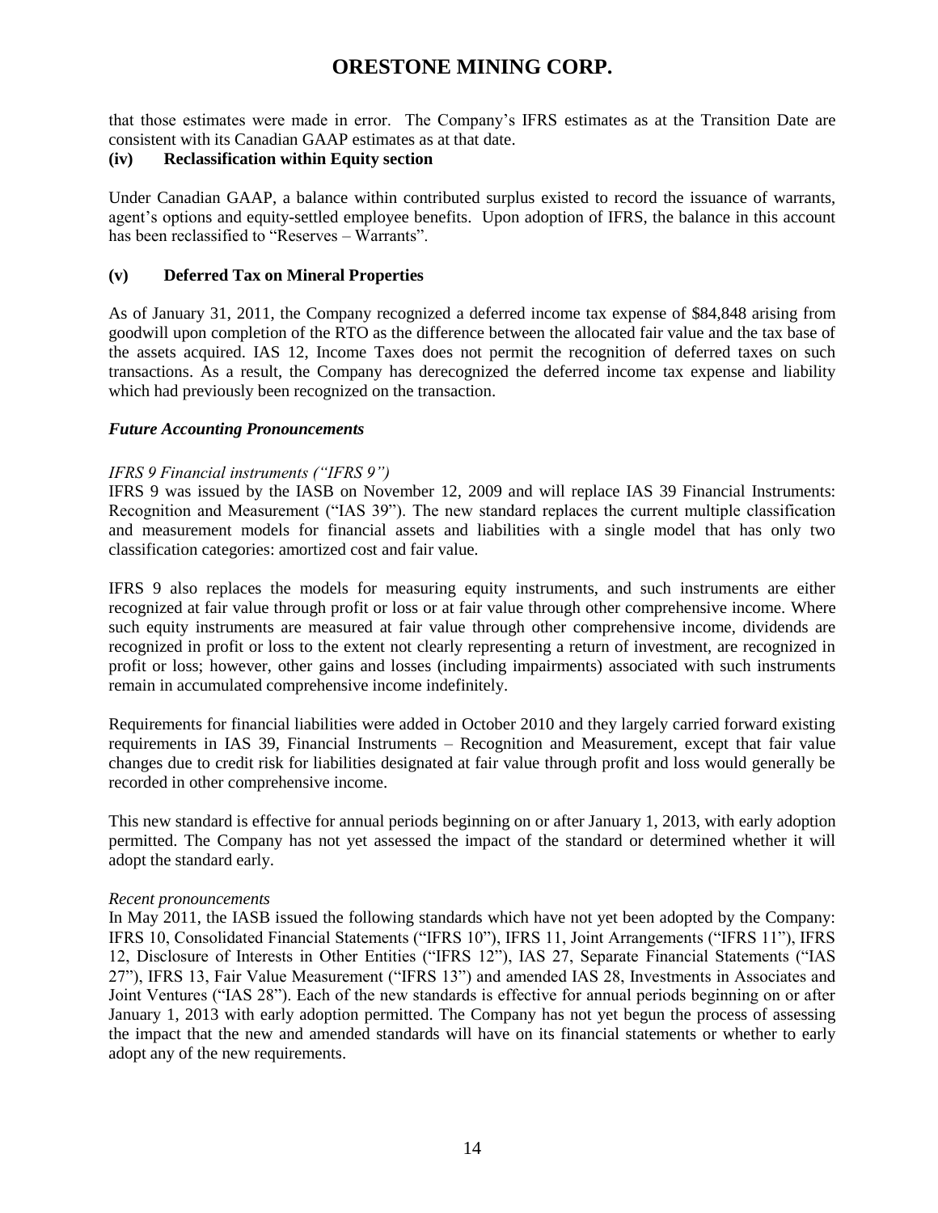that those estimates were made in error. The Company's IFRS estimates as at the Transition Date are consistent with its Canadian GAAP estimates as at that date.

**(iv) Reclassification within Equity section**

Under Canadian GAAP, a balance within contributed surplus existed to record the issuance of warrants, agent's options and equity-settled employee benefits. Upon adoption of IFRS, the balance in this account has been reclassified to "Reserves – Warrants".

**(v) Deferred Tax on Mineral Properties**

As of January 31, 2011, the Company recognized a deferred income tax expense of $84,848 arising from goodwill upon completion of the RTO as the difference between the allocated fair value and the tax base of the assets acquired. IAS 12, Income Taxes does not permit the recognition of deferred taxes on such transactions. As a result, the Company has derecognized the deferred income tax expense and liability which had previously been recognized on the transaction.

***Future Accounting Pronouncements***

*IFRS 9 Financial instruments ("IFRS 9")*
IFRS 9 was issued by the IASB on November 12, 2009 and will replace IAS 39 Financial Instruments: Recognition and Measurement ("IAS 39"). The new standard replaces the current multiple classification and measurement models for financial assets and liabilities with a single model that has only two classification categories: amortized cost and fair value.

IFRS 9 also replaces the models for measuring equity instruments, and such instruments are either recognized at fair value through profit or loss or at fair value through other comprehensive income. Where such equity instruments are measured at fair value through other comprehensive income, dividends are recognized in profit or loss to the extent not clearly representing a return of investment, are recognized in profit or loss; however, other gains and losses (including impairments) associated with such instruments remain in accumulated comprehensive income indefinitely.

Requirements for financial liabilities were added in October 2010 and they largely carried forward existing requirements in IAS 39, Financial Instruments – Recognition and Measurement, except that fair value changes due to credit risk for liabilities designated at fair value through profit and loss would generally be recorded in other comprehensive income.

This new standard is effective for annual periods beginning on or after January 1, 2013, with early adoption permitted. The Company has not yet assessed the impact of the standard or determined whether it will adopt the standard early.

*Recent pronouncements*
In May 2011, the IASB issued the following standards which have not yet been adopted by the Company: IFRS 10, Consolidated Financial Statements ("IFRS 10"), IFRS 11, Joint Arrangements ("IFRS 11"), IFRS 12, Disclosure of Interests in Other Entities ("IFRS 12"), IAS 27, Separate Financial Statements ("IAS 27"), IFRS 13, Fair Value Measurement ("IFRS 13") and amended IAS 28, Investments in Associates and Joint Ventures ("IAS 28"). Each of the new standards is effective for annual periods beginning on or after January 1, 2013 with early adoption permitted. The Company has not yet begun the process of assessing the impact that the new and amended standards will have on its financial statements or whether to early adopt any of the new requirements.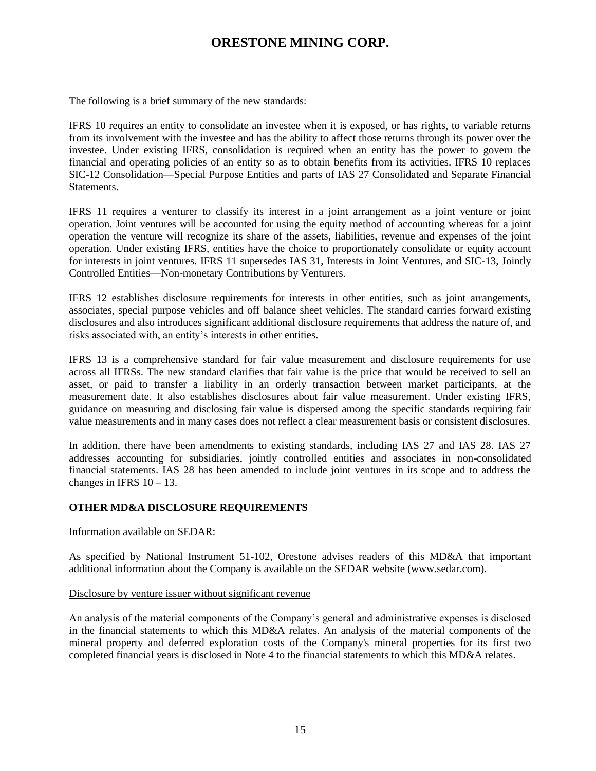The following is a brief summary of the new standards:

IFRS 10 requires an entity to consolidate an investee when it is exposed, or has rights, to variable returns from its involvement with the investee and has the ability to affect those returns through its power over the investee. Under existing IFRS, consolidation is required when an entity has the power to govern the financial and operating policies of an entity so as to obtain benefits from its activities. IFRS 10 replaces SIC-12 Consolidation—Special Purpose Entities and parts of IAS 27 Consolidated and Separate Financial Statements.

IFRS 11 requires a venturer to classify its interest in a joint arrangement as a joint venture or joint operation. Joint ventures will be accounted for using the equity method of accounting whereas for a joint operation the venture will recognize its share of the assets, liabilities, revenue and expenses of the joint operation. Under existing IFRS, entities have the choice to proportionately consolidate or equity account for interests in joint ventures. IFRS 11 supersedes IAS 31, Interests in Joint Ventures, and SIC-13, Jointly Controlled Entities—Non-monetary Contributions by Venturers.

IFRS 12 establishes disclosure requirements for interests in other entities, such as joint arrangements, associates, special purpose vehicles and off balance sheet vehicles. The standard carries forward existing disclosures and also introduces significant additional disclosure requirements that address the nature of, and risks associated with, an entity's interests in other entities.

IFRS 13 is a comprehensive standard for fair value measurement and disclosure requirements for use across all IFRSs. The new standard clarifies that fair value is the price that would be received to sell an asset, or paid to transfer a liability in an orderly transaction between market participants, at the measurement date. It also establishes disclosures about fair value measurement. Under existing IFRS, guidance on measuring and disclosing fair value is dispersed among the specific standards requiring fair value measurements and in many cases does not reflect a clear measurement basis or consistent disclosures.

In addition, there have been amendments to existing standards, including IAS 27 and IAS 28. IAS 27 addresses accounting for subsidiaries, jointly controlled entities and associates in non-consolidated financial statements. IAS 28 has been amended to include joint ventures in its scope and to address the changes in IFRS 10 – 13.

## OTHER MD&A DISCLOSURE REQUIREMENTS

Information available on SEDAR:

As specified by National Instrument 51-102, Orestone advises readers of this MD&A that important additional information about the Company is available on the SEDAR website (www.sedar.com).

Disclosure by venture issuer without significant revenue

An analysis of the material components of the Company's general and administrative expenses is disclosed in the financial statements to which this MD&A relates. An analysis of the material components of the mineral property and deferred exploration costs of the Company's mineral properties for its first two completed financial years is disclosed in Note 4 to the financial statements to which this MD&A relates.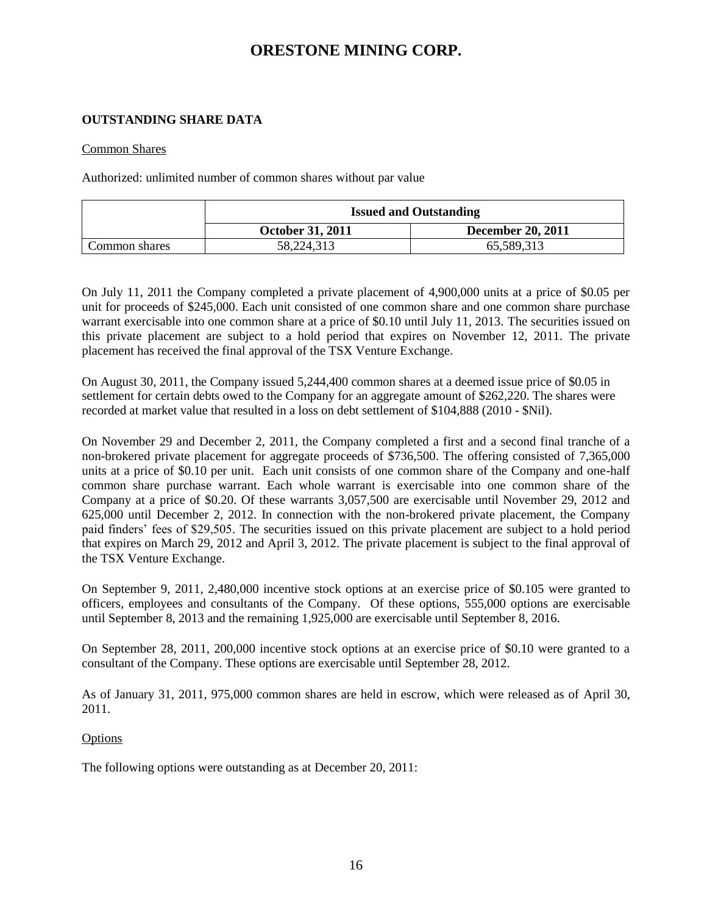# ORESTONE MINING CORP.

**OUTSTANDING SHARE DATA**

Common Shares

Authorized: unlimited number of common shares without par value

| | **Issued and Outstanding** | |
|---|---|---|
| | **October 31, 2011** | **December 20, 2011** |
| Common shares | 58,224,313 | 65,589,313 |

On July 11, 2011 the Company completed a private placement of 4,900,000 units at a price of $0.05 per unit for proceeds of $245,000. Each unit consisted of one common share and one common share purchase warrant exercisable into one common share at a price of $0.10 until July 11, 2013. The securities issued on this private placement are subject to a hold period that expires on November 12, 2011. The private placement has received the final approval of the TSX Venture Exchange.

On August 30, 2011, the Company issued 5,244,400 common shares at a deemed issue price of $0.05 in settlement for certain debts owed to the Company for an aggregate amount of $262,220. The shares were recorded at market value that resulted in a loss on debt settlement of $104,888 (2010 - $Nil).

On November 29 and December 2, 2011, the Company completed a first and a second final tranche of a non-brokered private placement for aggregate proceeds of $736,500. The offering consisted of 7,365,000 units at a price of $0.10 per unit. Each unit consists of one common share of the Company and one-half common share purchase warrant. Each whole warrant is exercisable into one common share of the Company at a price of $0.20. Of these warrants 3,057,500 are exercisable until November 29, 2012 and 625,000 until December 2, 2012. In connection with the non-brokered private placement, the Company paid finders' fees of $29,505. The securities issued on this private placement are subject to a hold period that expires on March 29, 2012 and April 3, 2012. The private placement is subject to the final approval of the TSX Venture Exchange.

On September 9, 2011, 2,480,000 incentive stock options at an exercise price of $0.105 were granted to officers, employees and consultants of the Company. Of these options, 555,000 options are exercisable until September 8, 2013 and the remaining 1,925,000 are exercisable until September 8, 2016.

On September 28, 2011, 200,000 incentive stock options at an exercise price of $0.10 were granted to a consultant of the Company. These options are exercisable until September 28, 2012.

As of January 31, 2011, 975,000 common shares are held in escrow, which were released as of April 30, 2011.

Options

The following options were outstanding as at December 20, 2011: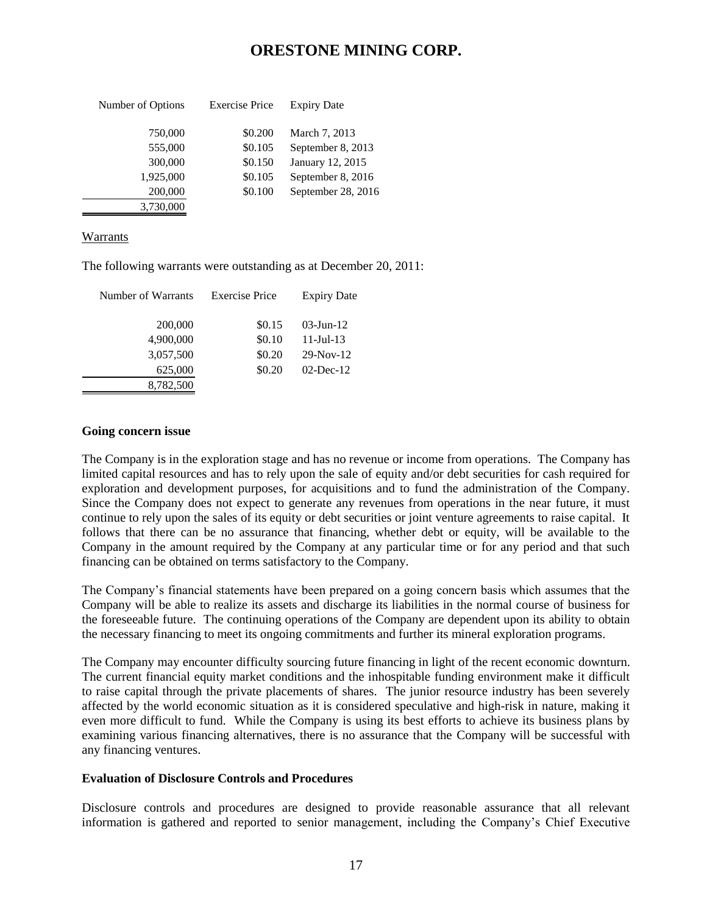# ORESTONE MINING CORP.

| Number of Options | Exercise Price | Expiry Date |
|---|---|---|
| 750,000 | $0.200 | March 7, 2013 |
| 555,000 | $0.105 | September 8, 2013 |
| 300,000 | $0.150 | January 12, 2015 |
| 1,925,000 | $0.105 | September 8, 2016 |
| 200,000 | $0.100 | September 28, 2016 |
| 3,730,000 | | |

Warrants

The following warrants were outstanding as at December 20, 2011:

| Number of Warrants | Exercise Price | Expiry Date |
|---|---|---|
| 200,000 | $0.15 | 03-Jun-12 |
| 4,900,000 | $0.10 | 11-Jul-13 |
| 3,057,500 | $0.20 | 29-Nov-12 |
| 625,000 | $0.20 | 02-Dec-12 |
| 8,782,500 | | |

**Going concern issue**

The Company is in the exploration stage and has no revenue or income from operations. The Company has limited capital resources and has to rely upon the sale of equity and/or debt securities for cash required for exploration and development purposes, for acquisitions and to fund the administration of the Company. Since the Company does not expect to generate any revenues from operations in the near future, it must continue to rely upon the sales of its equity or debt securities or joint venture agreements to raise capital. It follows that there can be no assurance that financing, whether debt or equity, will be available to the Company in the amount required by the Company at any particular time or for any period and that such financing can be obtained on terms satisfactory to the Company.

The Company's financial statements have been prepared on a going concern basis which assumes that the Company will be able to realize its assets and discharge its liabilities in the normal course of business for the foreseeable future. The continuing operations of the Company are dependent upon its ability to obtain the necessary financing to meet its ongoing commitments and further its mineral exploration programs.

The Company may encounter difficulty sourcing future financing in light of the recent economic downturn. The current financial equity market conditions and the inhospitable funding environment make it difficult to raise capital through the private placements of shares. The junior resource industry has been severely affected by the world economic situation as it is considered speculative and high-risk in nature, making it even more difficult to fund. While the Company is using its best efforts to achieve its business plans by examining various financing alternatives, there is no assurance that the Company will be successful with any financing ventures.

**Evaluation of Disclosure Controls and Procedures**

Disclosure controls and procedures are designed to provide reasonable assurance that all relevant information is gathered and reported to senior management, including the Company's Chief Executive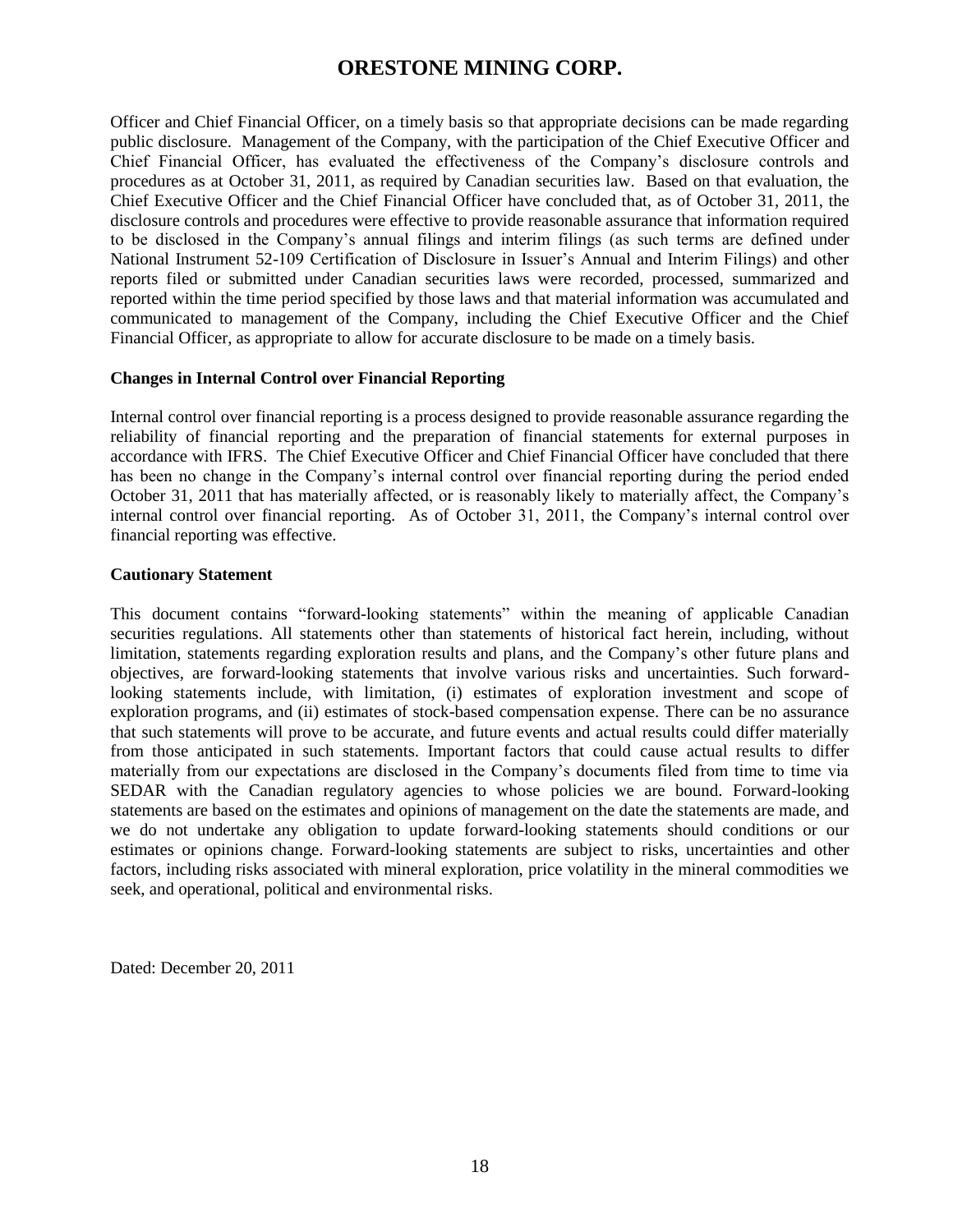Officer and Chief Financial Officer, on a timely basis so that appropriate decisions can be made regarding public disclosure. Management of the Company, with the participation of the Chief Executive Officer and Chief Financial Officer, has evaluated the effectiveness of the Company's disclosure controls and procedures as at October 31, 2011, as required by Canadian securities law. Based on that evaluation, the Chief Executive Officer and the Chief Financial Officer have concluded that, as of October 31, 2011, the disclosure controls and procedures were effective to provide reasonable assurance that information required to be disclosed in the Company's annual filings and interim filings (as such terms are defined under National Instrument 52-109 Certification of Disclosure in Issuer's Annual and Interim Filings) and other reports filed or submitted under Canadian securities laws were recorded, processed, summarized and reported within the time period specified by those laws and that material information was accumulated and communicated to management of the Company, including the Chief Executive Officer and the Chief Financial Officer, as appropriate to allow for accurate disclosure to be made on a timely basis.

**Changes in Internal Control over Financial Reporting**

Internal control over financial reporting is a process designed to provide reasonable assurance regarding the reliability of financial reporting and the preparation of financial statements for external purposes in accordance with IFRS. The Chief Executive Officer and Chief Financial Officer have concluded that there has been no change in the Company's internal control over financial reporting during the period ended October 31, 2011 that has materially affected, or is reasonably likely to materially affect, the Company's internal control over financial reporting. As of October 31, 2011, the Company's internal control over financial reporting was effective.

**Cautionary Statement**

This document contains "forward-looking statements" within the meaning of applicable Canadian securities regulations. All statements other than statements of historical fact herein, including, without limitation, statements regarding exploration results and plans, and the Company's other future plans and objectives, are forward-looking statements that involve various risks and uncertainties. Such forward-looking statements include, with limitation, (i) estimates of exploration investment and scope of exploration programs, and (ii) estimates of stock-based compensation expense. There can be no assurance that such statements will prove to be accurate, and future events and actual results could differ materially from those anticipated in such statements. Important factors that could cause actual results to differ materially from our expectations are disclosed in the Company's documents filed from time to time via SEDAR with the Canadian regulatory agencies to whose policies we are bound. Forward-looking statements are based on the estimates and opinions of management on the date the statements are made, and we do not undertake any obligation to update forward-looking statements should conditions or our estimates or opinions change. Forward-looking statements are subject to risks, uncertainties and other factors, including risks associated with mineral exploration, price volatility in the mineral commodities we seek, and operational, political and environmental risks.

Dated: December 20, 2011